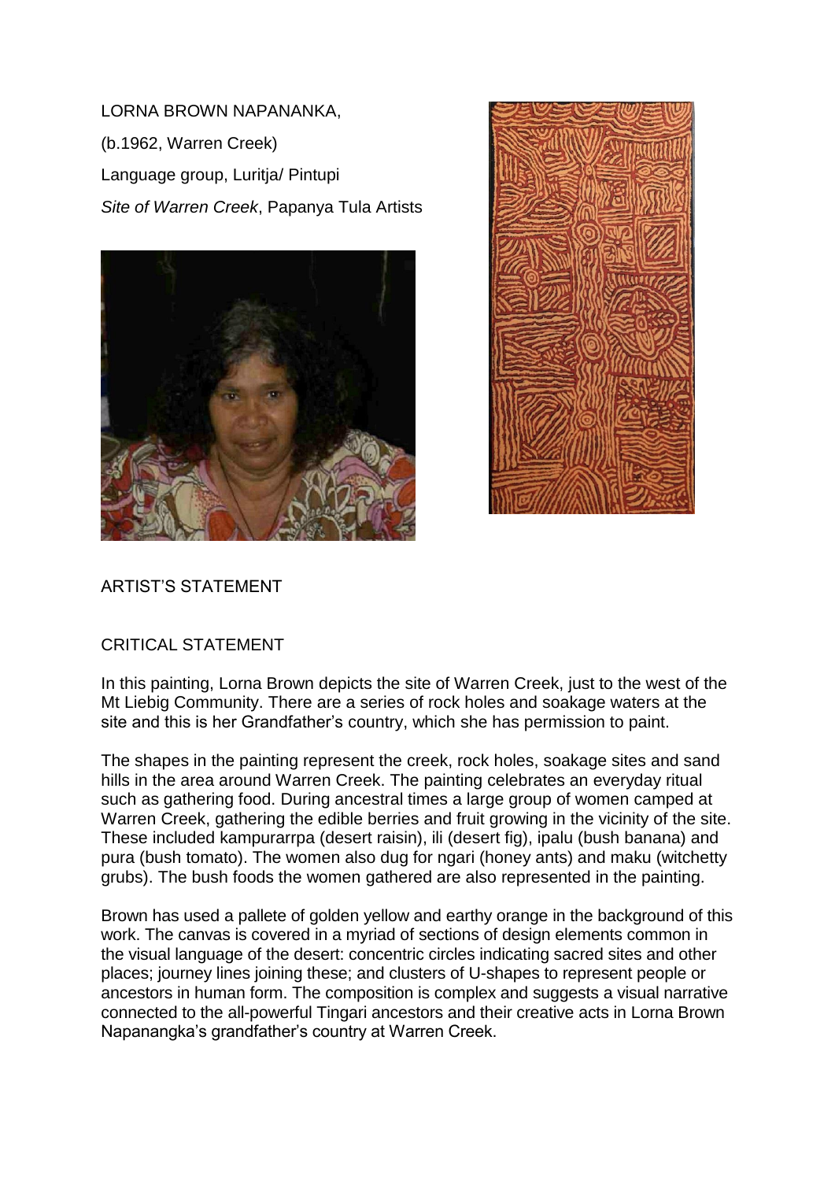LORNA BROWN NAPANANKA,

(b.1962, Warren Creek)

Language group, Luritja/ Pintupi

*Site of Warren Creek*, Papanya Tula Artists

ARTIST'S STATEMENT

CRITICAL STATEMENT

In this painting, Lorna Brown depicts the site of Warren Creek, just to the west of the Mt Liebig Community. There are a series of rock holes and soakage waters at the site and this is her Grandfather's country, which she has permission to paint.

The shapes in the painting represent the creek, rock holes, soakage sites and sand hills in the area around Warren Creek. The painting celebrates an everyday ritual such as gathering food. During ancestral times a large group of women camped at Warren Creek, gathering the edible berries and fruit growing in the vicinity of the site. These included kampurarrpa (desert raisin), ili (desert fig), ipalu (bush banana) and pura (bush tomato). The women also dug for ngari (honey ants) and maku (witchetty grubs). The bush foods the women gathered are also represented in the painting.

Brown has used a pallete of golden yellow and earthy orange in the background of this work. The canvas is covered in a myriad of sections of design elements common in the visual language of the desert: concentric circles indicating sacred sites and other places; journey lines joining these; and clusters of U-shapes to represent people or ancestors in human form. The composition is complex and suggests a visual narrative connected to the all-powerful Tingari ancestors and their creative acts in Lorna Brown Napanangka's grandfather's country at Warren Creek.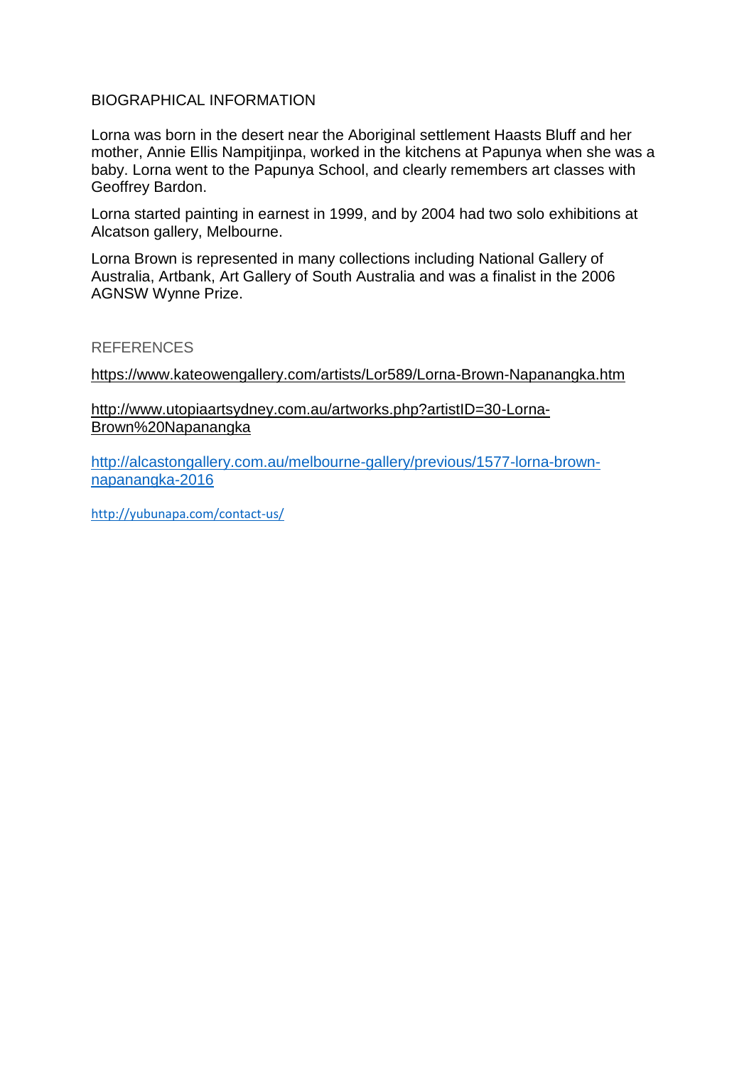# BIOGRAPHICAL INFORMATION

Lorna was born in the desert near the Aboriginal settlement Haasts Bluff and her mother, Annie Ellis Nampitjinpa, worked in the kitchens at Papunya when she was a baby. Lorna went to the Papunya School, and clearly remembers art classes with Geoffrey Bardon.

Lorna started painting in earnest in 1999, and by 2004 had two solo exhibitions at Alcatson gallery, Melbourne.

Lorna Brown is represented in many collections including National Gallery of Australia, Artbank, Art Gallery of South Australia and was a finalist in the 2006 AGNSW Wynne Prize.

## REFERENCES

https://www.kateowengallery.com/artists/Lor589/Lorna-Brown-Napanangka.htm

http://www.utopiaartsydney.com.au/artworks.php?artistID=30-Lorna-Brown%20Napanangka

http://alcastongallery.com.au/melbourne-gallery/previous/1577-lorna-brown-napanangka-2016

http://yubunapa.com/contact-us/